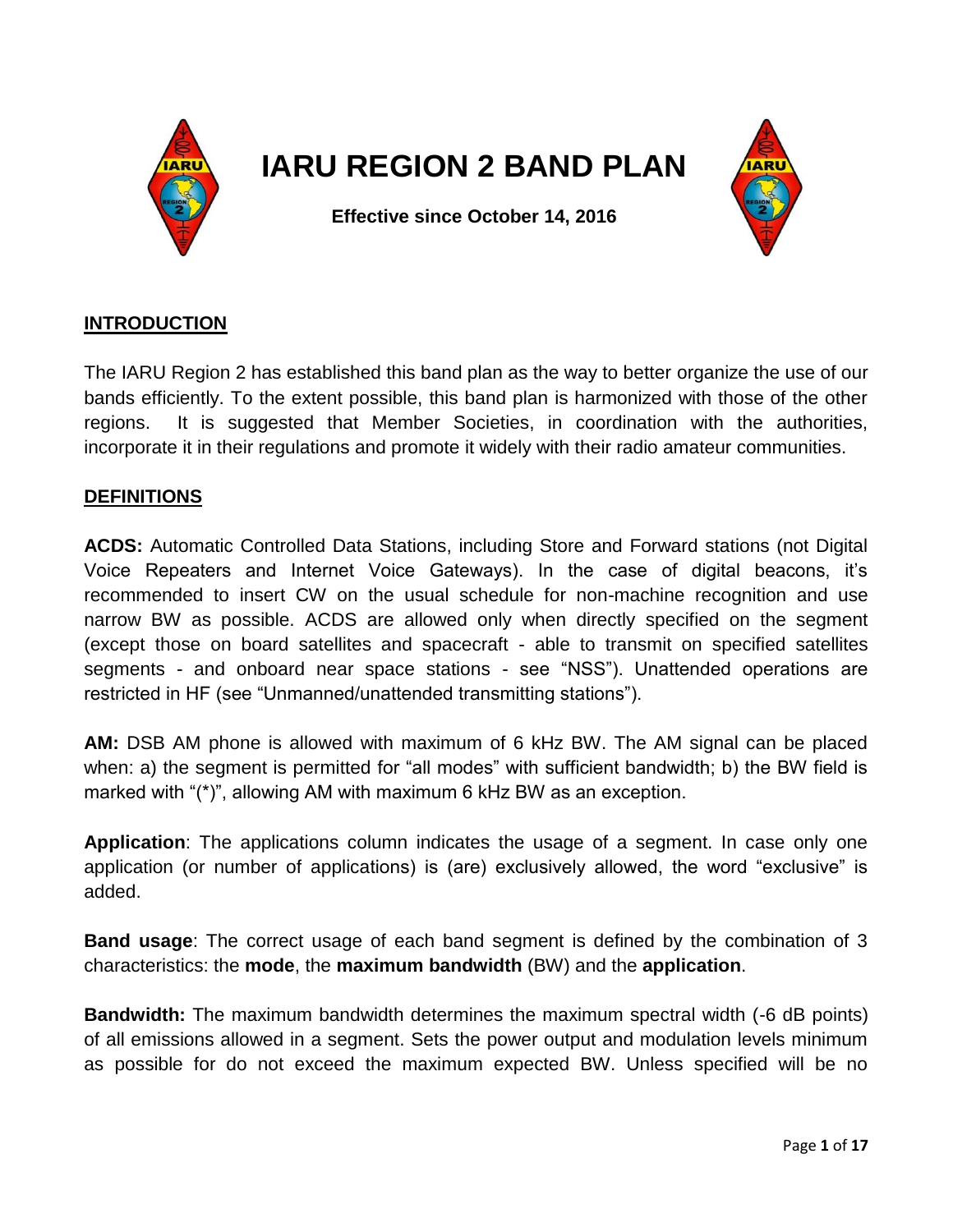# IARU REGION 2 BAND PLAN

**Effective since October 14, 2016**

## INTRODUCTION

The IARU Region 2 has established this band plan as the way to better organize the use of our bands efficiently. To the extent possible, this band plan is harmonized with those of the other regions. It is suggested that Member Societies, in coordination with the authorities, incorporate it in their regulations and promote it widely with their radio amateur communities.

## DEFINITIONS

**ACDS:** Automatic Controlled Data Stations, including Store and Forward stations (not Digital Voice Repeaters and Internet Voice Gateways). In the case of digital beacons, it's recommended to insert CW on the usual schedule for non-machine recognition and use narrow BW as possible. ACDS are allowed only when directly specified on the segment (except those on board satellites and spacecraft - able to transmit on specified satellites segments - and onboard near space stations - see "NSS"). Unattended operations are restricted in HF (see "Unmanned/unattended transmitting stations").

**AM:** DSB AM phone is allowed with maximum of 6 kHz BW. The AM signal can be placed when: a) the segment is permitted for "all modes" with sufficient bandwidth; b) the BW field is marked with "(*)", allowing AM with maximum 6 kHz BW as an exception.

**Application**: The applications column indicates the usage of a segment. In case only one application (or number of applications) is (are) exclusively allowed, the word "exclusive" is added.

**Band usage**: The correct usage of each band segment is defined by the combination of 3 characteristics: the **mode**, the **maximum bandwidth** (BW) and the **application**.

**Bandwidth:** The maximum bandwidth determines the maximum spectral width (-6 dB points) of all emissions allowed in a segment. Sets the power output and modulation levels minimum as possible for do not exceed the maximum expected BW. Unless specified will be no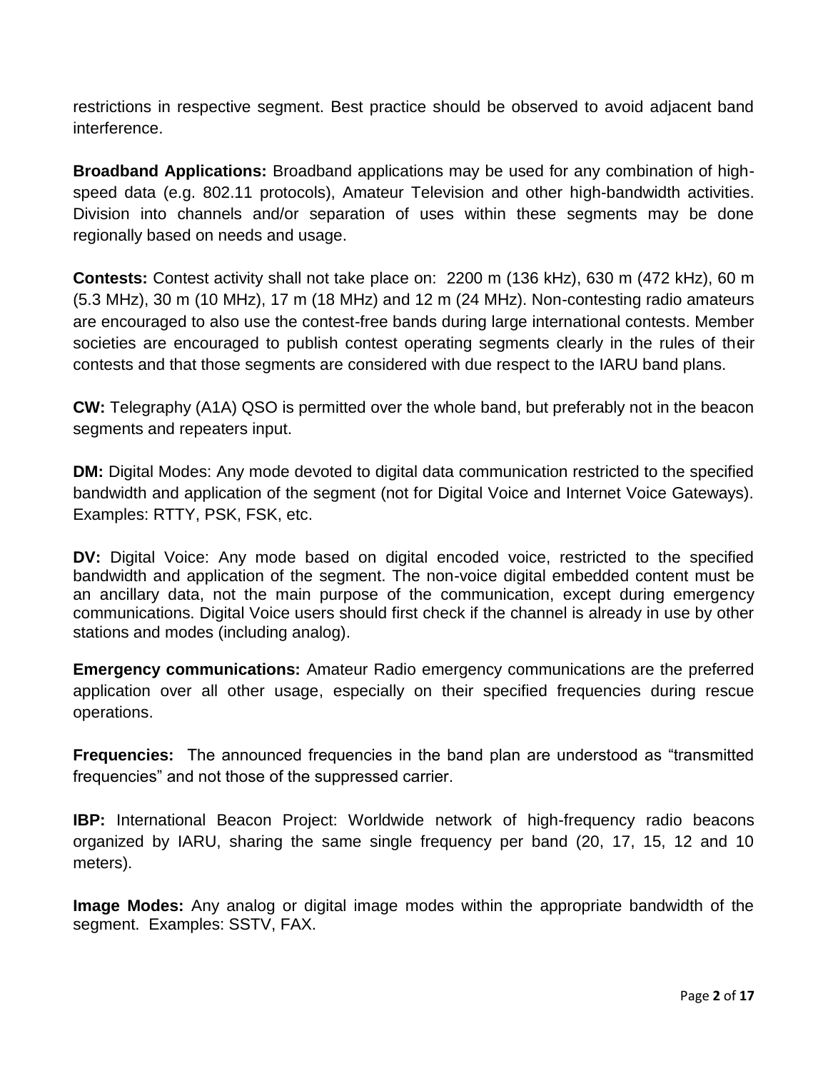restrictions in respective segment. Best practice should be observed to avoid adjacent band interference.

**Broadband Applications:** Broadband applications may be used for any combination of high-speed data (e.g. 802.11 protocols), Amateur Television and other high-bandwidth activities. Division into channels and/or separation of uses within these segments may be done regionally based on needs and usage.

**Contests:** Contest activity shall not take place on: 2200 m (136 kHz), 630 m (472 kHz), 60 m (5.3 MHz), 30 m (10 MHz), 17 m (18 MHz) and 12 m (24 MHz). Non-contesting radio amateurs are encouraged to also use the contest-free bands during large international contests. Member societies are encouraged to publish contest operating segments clearly in the rules of their contests and that those segments are considered with due respect to the IARU band plans.

**CW:** Telegraphy (A1A) QSO is permitted over the whole band, but preferably not in the beacon segments and repeaters input.

**DM:** Digital Modes: Any mode devoted to digital data communication restricted to the specified bandwidth and application of the segment (not for Digital Voice and Internet Voice Gateways). Examples: RTTY, PSK, FSK, etc.

**DV:** Digital Voice: Any mode based on digital encoded voice, restricted to the specified bandwidth and application of the segment. The non-voice digital embedded content must be an ancillary data, not the main purpose of the communication, except during emergency communications. Digital Voice users should first check if the channel is already in use by other stations and modes (including analog).

**Emergency communications:** Amateur Radio emergency communications are the preferred application over all other usage, especially on their specified frequencies during rescue operations.

**Frequencies:** The announced frequencies in the band plan are understood as "transmitted frequencies" and not those of the suppressed carrier.

**IBP:** International Beacon Project: Worldwide network of high-frequency radio beacons organized by IARU, sharing the same single frequency per band (20, 17, 15, 12 and 10 meters).

**Image Modes:** Any analog or digital image modes within the appropriate bandwidth of the segment. Examples: SSTV, FAX.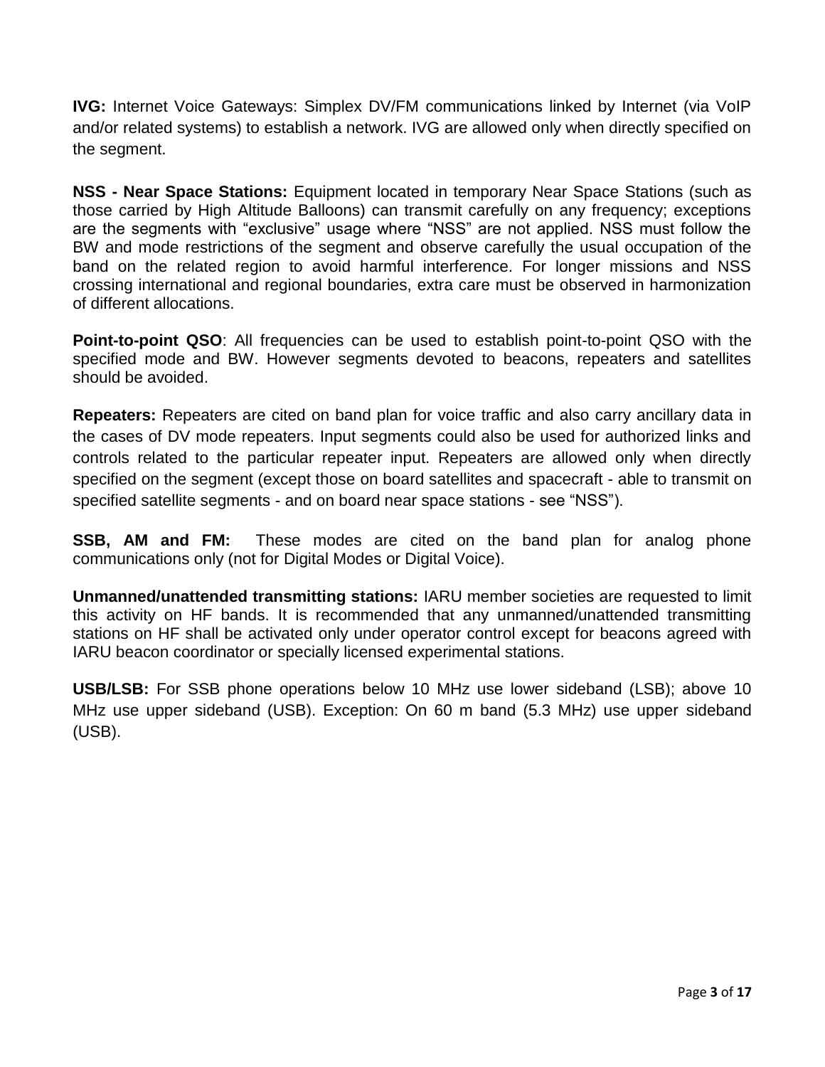**IVG:** Internet Voice Gateways: Simplex DV/FM communications linked by Internet (via VoIP and/or related systems) to establish a network. IVG are allowed only when directly specified on the segment.

**NSS - Near Space Stations:** Equipment located in temporary Near Space Stations (such as those carried by High Altitude Balloons) can transmit carefully on any frequency; exceptions are the segments with "exclusive" usage where "NSS" are not applied. NSS must follow the BW and mode restrictions of the segment and observe carefully the usual occupation of the band on the related region to avoid harmful interference. For longer missions and NSS crossing international and regional boundaries, extra care must be observed in harmonization of different allocations.

**Point-to-point QSO**: All frequencies can be used to establish point-to-point QSO with the specified mode and BW. However segments devoted to beacons, repeaters and satellites should be avoided.

**Repeaters:** Repeaters are cited on band plan for voice traffic and also carry ancillary data in the cases of DV mode repeaters. Input segments could also be used for authorized links and controls related to the particular repeater input. Repeaters are allowed only when directly specified on the segment (except those on board satellites and spacecraft - able to transmit on specified satellite segments - and on board near space stations - see "NSS").

**SSB, AM and FM:** These modes are cited on the band plan for analog phone communications only (not for Digital Modes or Digital Voice).

**Unmanned/unattended transmitting stations:** IARU member societies are requested to limit this activity on HF bands. It is recommended that any unmanned/unattended transmitting stations on HF shall be activated only under operator control except for beacons agreed with IARU beacon coordinator or specially licensed experimental stations.

**USB/LSB:** For SSB phone operations below 10 MHz use lower sideband (LSB); above 10 MHz use upper sideband (USB). Exception: On 60 m band (5.3 MHz) use upper sideband (USB).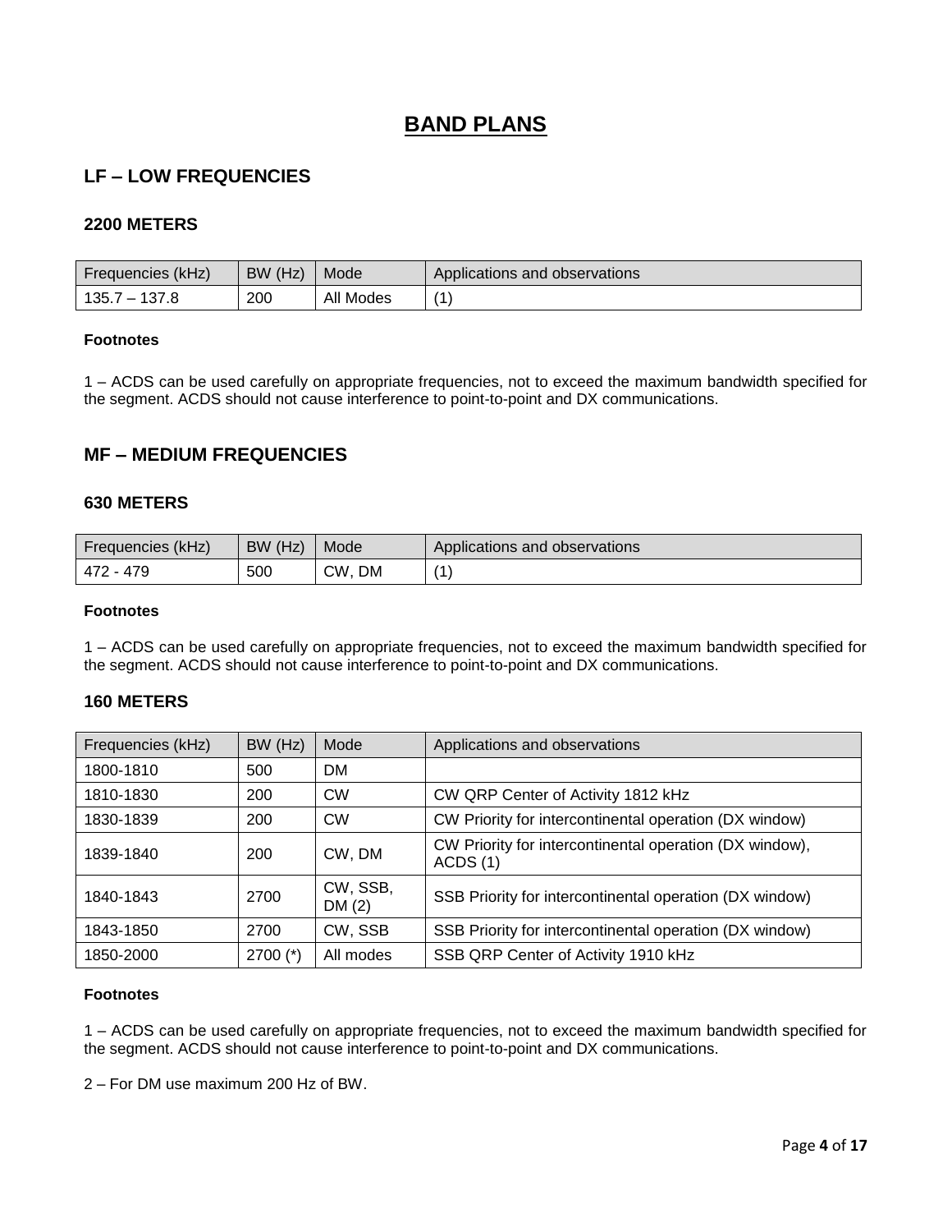# BAND PLANS

## LF – LOW FREQUENCIES

### 2200 METERS

| Frequencies (kHz) | BW (Hz) | Mode | Applications and observations |
|---|---|---|---|
| 135.7 – 137.8 | 200 | All Modes | (1) |

**Footnotes**

1 – ACDS can be used carefully on appropriate frequencies, not to exceed the maximum bandwidth specified for the segment. ACDS should not cause interference to point-to-point and DX communications.

## MF – MEDIUM FREQUENCIES

### 630 METERS

| Frequencies (kHz) | BW (Hz) | Mode | Applications and observations |
|---|---|---|---|
| 472 - 479 | 500 | CW, DM | (1) |

**Footnotes**

1 – ACDS can be used carefully on appropriate frequencies, not to exceed the maximum bandwidth specified for the segment. ACDS should not cause interference to point-to-point and DX communications.

### 160 METERS

| Frequencies (kHz) | BW (Hz) | Mode | Applications and observations |
|---|---|---|---|
| 1800-1810 | 500 | DM | |
| 1810-1830 | 200 | CW | CW QRP Center of Activity 1812 kHz |
| 1830-1839 | 200 | CW | CW Priority for intercontinental operation (DX window) |
| 1839-1840 | 200 | CW, DM | CW Priority for intercontinental operation (DX window), ACDS (1) |
| 1840-1843 | 2700 | CW, SSB, DM (2) | SSB Priority for intercontinental operation (DX window) |
| 1843-1850 | 2700 | CW, SSB | SSB Priority for intercontinental operation (DX window) |
| 1850-2000 | 2700 (*) | All modes | SSB QRP Center of Activity 1910 kHz |

**Footnotes**

1 – ACDS can be used carefully on appropriate frequencies, not to exceed the maximum bandwidth specified for the segment. ACDS should not cause interference to point-to-point and DX communications.

2 – For DM use maximum 200 Hz of BW.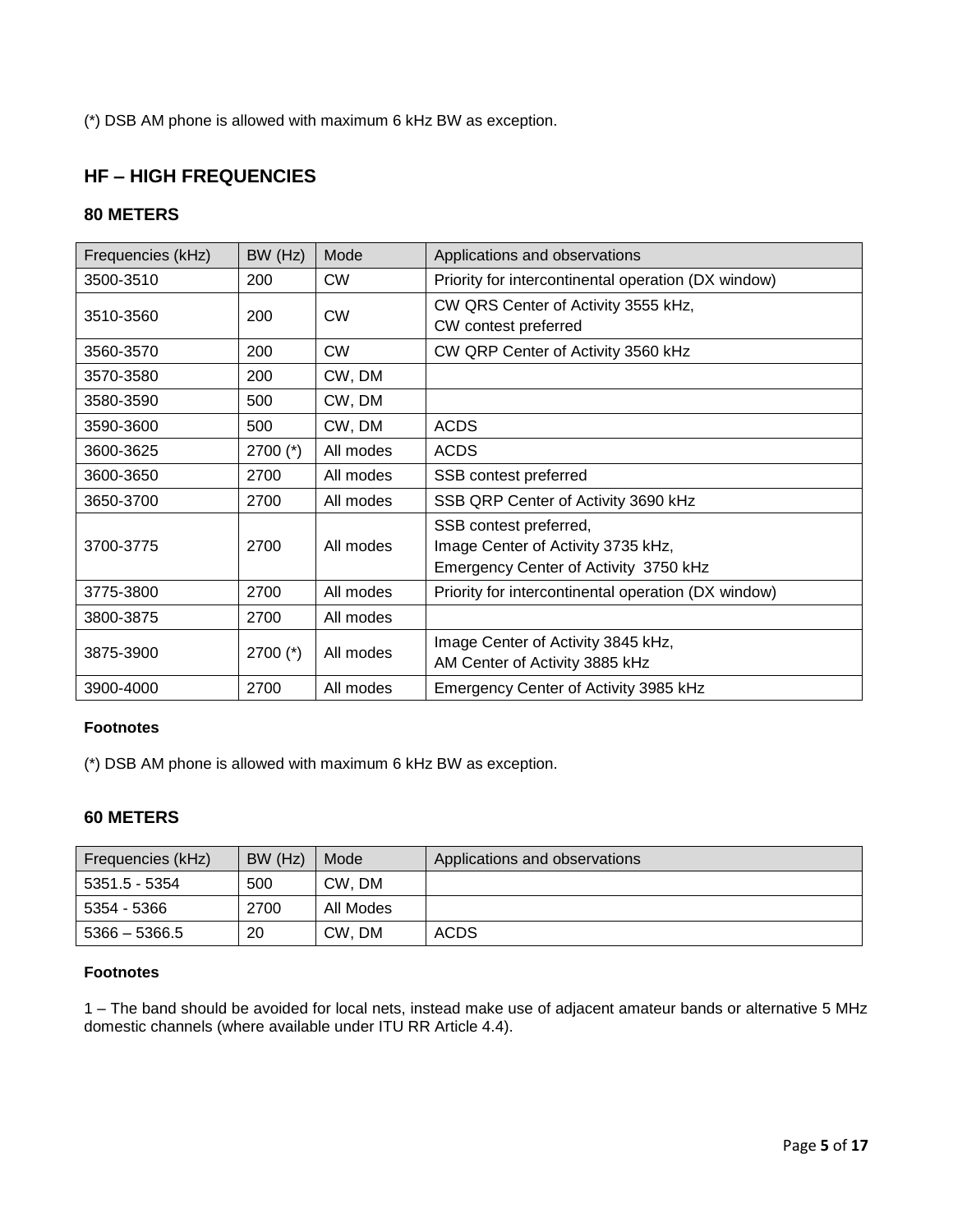(*) DSB AM phone is allowed with maximum 6 kHz BW as exception.

## HF – HIGH FREQUENCIES

### 80 METERS

| Frequencies (kHz) | BW (Hz) | Mode | Applications and observations |
|---|---|---|---|
| 3500-3510 | 200 | CW | Priority for intercontinental operation (DX window) |
| 3510-3560 | 200 | CW | CW QRS Center of Activity 3555 kHz,<br>CW contest preferred |
| 3560-3570 | 200 | CW | CW QRP Center of Activity 3560 kHz |
| 3570-3580 | 200 | CW, DM | |
| 3580-3590 | 500 | CW, DM | |
| 3590-3600 | 500 | CW, DM | ACDS |
| 3600-3625 | 2700 (*) | All modes | ACDS |
| 3600-3650 | 2700 | All modes | SSB contest preferred |
| 3650-3700 | 2700 | All modes | SSB QRP Center of Activity 3690 kHz |
| 3700-3775 | 2700 | All modes | SSB contest preferred,<br>Image Center of Activity 3735 kHz,<br>Emergency Center of Activity 3750 kHz |
| 3775-3800 | 2700 | All modes | Priority for intercontinental operation (DX window) |
| 3800-3875 | 2700 | All modes | |
| 3875-3900 | 2700 (*) | All modes | Image Center of Activity 3845 kHz,<br>AM Center of Activity 3885 kHz |
| 3900-4000 | 2700 | All modes | Emergency Center of Activity 3985 kHz |

**Footnotes**

(*) DSB AM phone is allowed with maximum 6 kHz BW as exception.

### 60 METERS

| Frequencies (kHz) | BW (Hz) | Mode | Applications and observations |
|---|---|---|---|
| 5351.5 - 5354 | 500 | CW, DM | |
| 5354 - 5366 | 2700 | All Modes | |
| 5366 – 5366.5 | 20 | CW, DM | ACDS |

**Footnotes**

1 – The band should be avoided for local nets, instead make use of adjacent amateur bands or alternative 5 MHz domestic channels (where available under ITU RR Article 4.4).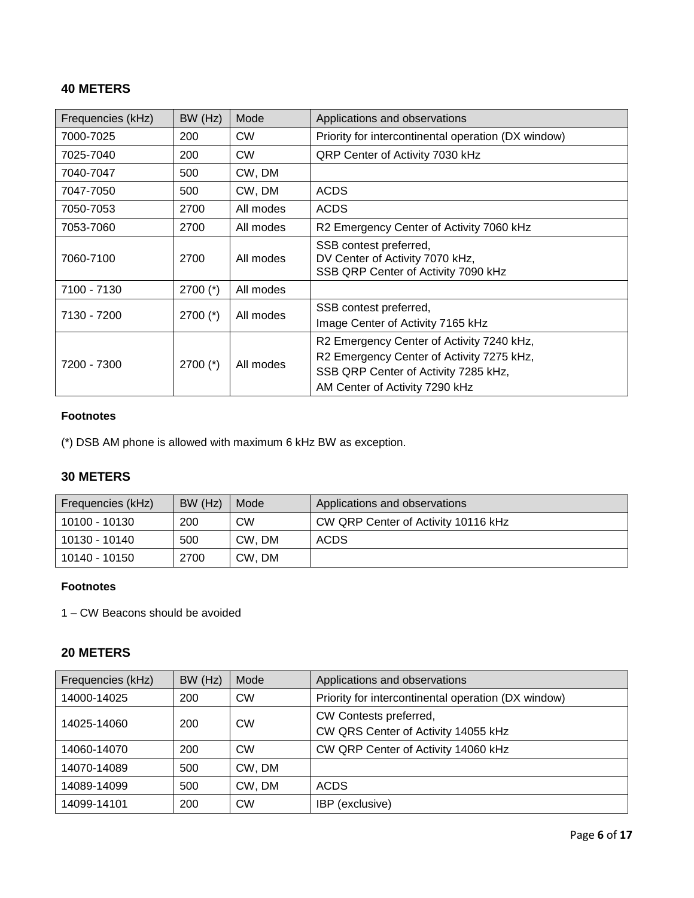## 40 METERS

| Frequencies (kHz) | BW (Hz) | Mode | Applications and observations |
|---|---|---|---|
| 7000-7025 | 200 | CW | Priority for intercontinental operation (DX window) |
| 7025-7040 | 200 | CW | QRP Center of Activity 7030 kHz |
| 7040-7047 | 500 | CW, DM | |
| 7047-7050 | 500 | CW, DM | ACDS |
| 7050-7053 | 2700 | All modes | ACDS |
| 7053-7060 | 2700 | All modes | R2 Emergency Center of Activity 7060 kHz |
| 7060-7100 | 2700 | All modes | SSB contest preferred, DV Center of Activity 7070 kHz, SSB QRP Center of Activity 7090 kHz |
| 7100 - 7130 | 2700 (*) | All modes | |
| 7130 - 7200 | 2700 (*) | All modes | SSB contest preferred, Image Center of Activity 7165 kHz |
| 7200 - 7300 | 2700 (*) | All modes | R2 Emergency Center of Activity 7240 kHz, R2 Emergency Center of Activity 7275 kHz, SSB QRP Center of Activity 7285 kHz, AM Center of Activity 7290 kHz |

**Footnotes**

(*) DSB AM phone is allowed with maximum 6 kHz BW as exception.

## 30 METERS

| Frequencies (kHz) | BW (Hz) | Mode | Applications and observations |
|---|---|---|---|
| 10100 - 10130 | 200 | CW | CW QRP Center of Activity 10116 kHz |
| 10130 - 10140 | 500 | CW, DM | ACDS |
| 10140 - 10150 | 2700 | CW, DM | |

**Footnotes**

1 – CW Beacons should be avoided

## 20 METERS

| Frequencies (kHz) | BW (Hz) | Mode | Applications and observations |
|---|---|---|---|
| 14000-14025 | 200 | CW | Priority for intercontinental operation (DX window) |
| 14025-14060 | 200 | CW | CW Contests preferred, CW QRS Center of Activity 14055 kHz |
| 14060-14070 | 200 | CW | CW QRP Center of Activity 14060 kHz |
| 14070-14089 | 500 | CW, DM | |
| 14089-14099 | 500 | CW, DM | ACDS |
| 14099-14101 | 200 | CW | IBP (exclusive) |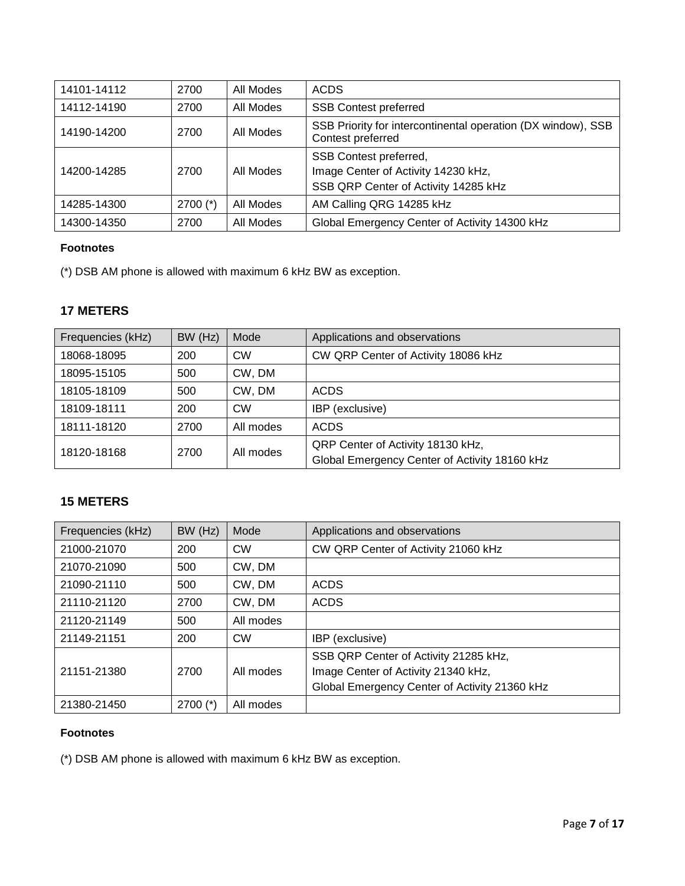| 14101-14112 | 2700 | All Modes | ACDS |
|---|---|---|---|
| 14112-14190 | 2700 | All Modes | SSB Contest preferred |
| 14190-14200 | 2700 | All Modes | SSB Priority for intercontinental operation (DX window), SSB Contest preferred |
| 14200-14285 | 2700 | All Modes | SSB Contest preferred,<br>Image Center of Activity 14230 kHz,<br>SSB QRP Center of Activity 14285 kHz |
| 14285-14300 | 2700 (*) | All Modes | AM Calling QRG 14285 kHz |
| 14300-14350 | 2700 | All Modes | Global Emergency Center of Activity 14300 kHz |

**Footnotes**

(*) DSB AM phone is allowed with maximum 6 kHz BW as exception.

## 17 METERS

| Frequencies (kHz) | BW (Hz) | Mode | Applications and observations |
|---|---|---|---|
| 18068-18095 | 200 | CW | CW QRP Center of Activity 18086 kHz |
| 18095-15105 | 500 | CW, DM | |
| 18105-18109 | 500 | CW, DM | ACDS |
| 18109-18111 | 200 | CW | IBP (exclusive) |
| 18111-18120 | 2700 | All modes | ACDS |
| 18120-18168 | 2700 | All modes | QRP Center of Activity 18130 kHz,<br>Global Emergency Center of Activity 18160 kHz |

## 15 METERS

| Frequencies (kHz) | BW (Hz) | Mode | Applications and observations |
|---|---|---|---|
| 21000-21070 | 200 | CW | CW QRP Center of Activity 21060 kHz |
| 21070-21090 | 500 | CW, DM | |
| 21090-21110 | 500 | CW, DM | ACDS |
| 21110-21120 | 2700 | CW, DM | ACDS |
| 21120-21149 | 500 | All modes | |
| 21149-21151 | 200 | CW | IBP (exclusive) |
| 21151-21380 | 2700 | All modes | SSB QRP Center of Activity 21285 kHz,<br>Image Center of Activity 21340 kHz,<br>Global Emergency Center of Activity 21360 kHz |
| 21380-21450 | 2700 (*) | All modes | |

**Footnotes**

(*) DSB AM phone is allowed with maximum 6 kHz BW as exception.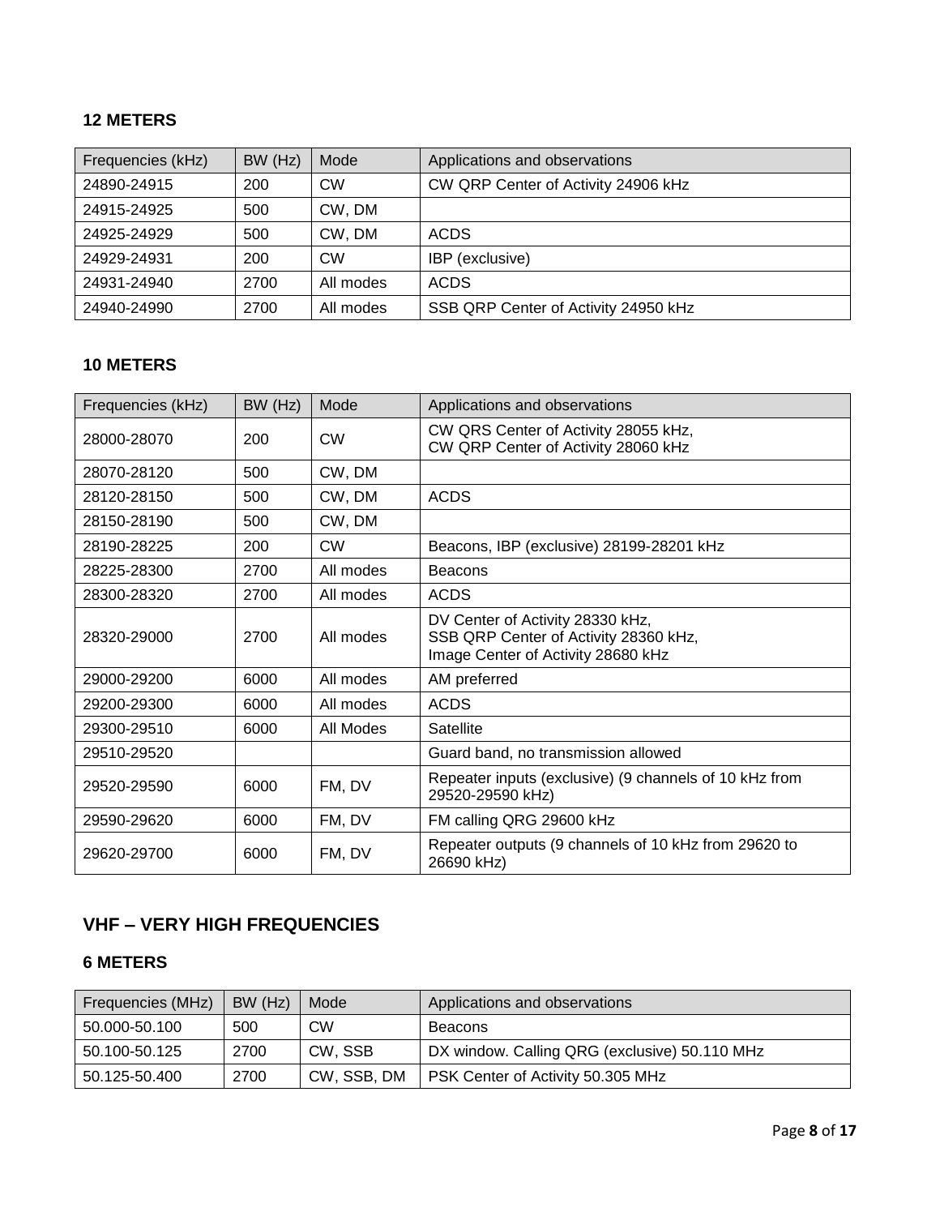### 12 METERS

| Frequencies (kHz) | BW (Hz) | Mode | Applications and observations |
|---|---|---|---|
| 24890-24915 | 200 | CW | CW QRP Center of Activity 24906 kHz |
| 24915-24925 | 500 | CW, DM | |
| 24925-24929 | 500 | CW, DM | ACDS |
| 24929-24931 | 200 | CW | IBP (exclusive) |
| 24931-24940 | 2700 | All modes | ACDS |
| 24940-24990 | 2700 | All modes | SSB QRP Center of Activity 24950 kHz |

### 10 METERS

| Frequencies (kHz) | BW (Hz) | Mode | Applications and observations |
|---|---|---|---|
| 28000-28070 | 200 | CW | CW QRS Center of Activity 28055 kHz, CW QRP Center of Activity 28060 kHz |
| 28070-28120 | 500 | CW, DM | |
| 28120-28150 | 500 | CW, DM | ACDS |
| 28150-28190 | 500 | CW, DM | |
| 28190-28225 | 200 | CW | Beacons, IBP (exclusive) 28199-28201 kHz |
| 28225-28300 | 2700 | All modes | Beacons |
| 28300-28320 | 2700 | All modes | ACDS |
| 28320-29000 | 2700 | All modes | DV Center of Activity 28330 kHz, SSB QRP Center of Activity 28360 kHz, Image Center of Activity 28680 kHz |
| 29000-29200 | 6000 | All modes | AM preferred |
| 29200-29300 | 6000 | All modes | ACDS |
| 29300-29510 | 6000 | All Modes | Satellite |
| 29510-29520 | | | Guard band, no transmission allowed |
| 29520-29590 | 6000 | FM, DV | Repeater inputs (exclusive) (9 channels of 10 kHz from 29520-29590 kHz) |
| 29590-29620 | 6000 | FM, DV | FM calling QRG 29600 kHz |
| 29620-29700 | 6000 | FM, DV | Repeater outputs (9 channels of 10 kHz from 29620 to 26690 kHz) |

## VHF – VERY HIGH FREQUENCIES

### 6 METERS

| Frequencies (MHz) | BW (Hz) | Mode | Applications and observations |
|---|---|---|---|
| 50.000-50.100 | 500 | CW | Beacons |
| 50.100-50.125 | 2700 | CW, SSB | DX window. Calling QRG (exclusive) 50.110 MHz |
| 50.125-50.400 | 2700 | CW, SSB, DM | PSK Center of Activity 50.305 MHz |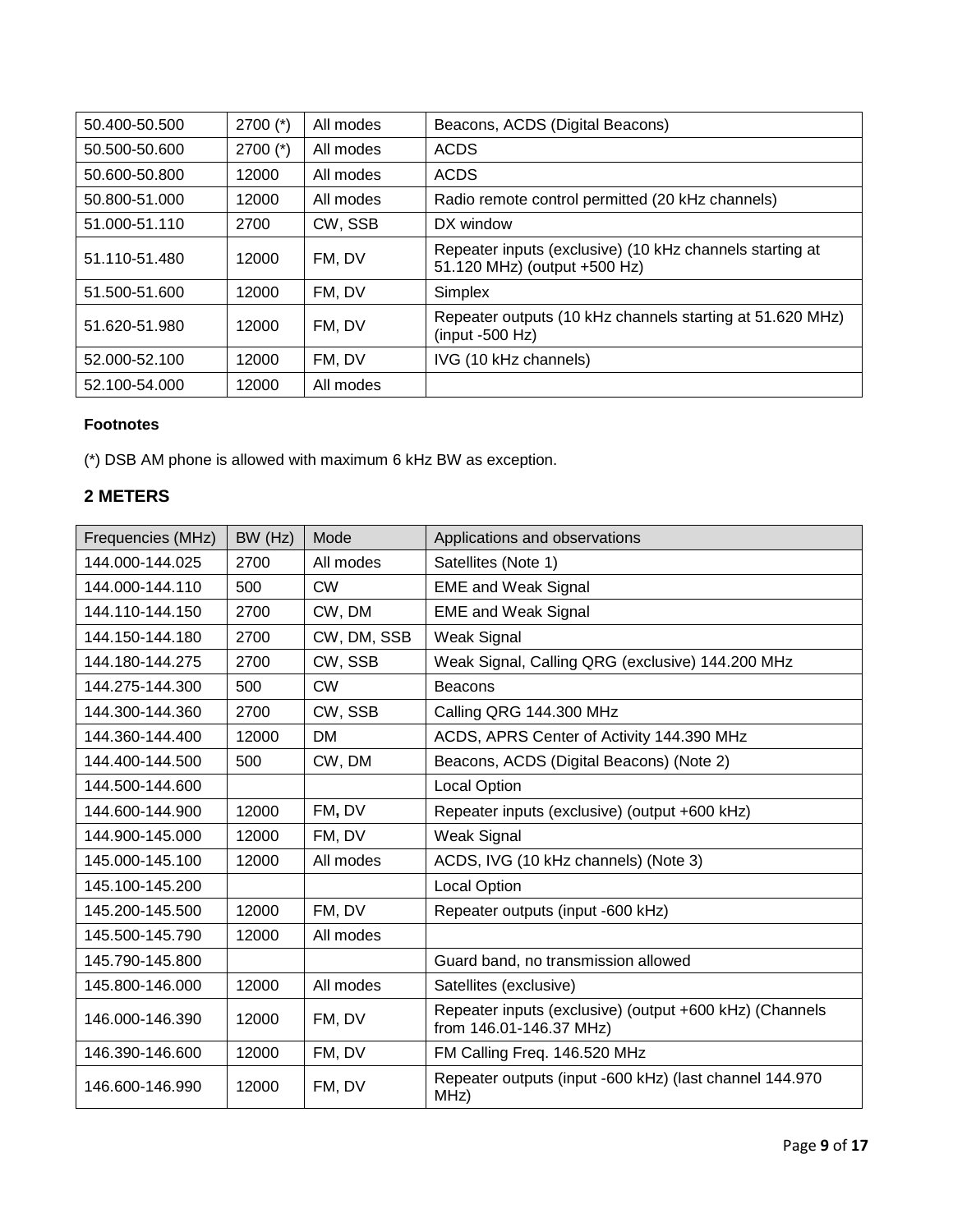| | | | |
|---|---|---|---|
| 50.400-50.500 | 2700 (*) | All modes | Beacons, ACDS (Digital Beacons) |
| 50.500-50.600 | 2700 (*) | All modes | ACDS |
| 50.600-50.800 | 12000 | All modes | ACDS |
| 50.800-51.000 | 12000 | All modes | Radio remote control permitted (20 kHz channels) |
| 51.000-51.110 | 2700 | CW, SSB | DX window |
| 51.110-51.480 | 12000 | FM, DV | Repeater inputs (exclusive) (10 kHz channels starting at 51.120 MHz) (output +500 Hz) |
| 51.500-51.600 | 12000 | FM, DV | Simplex |
| 51.620-51.980 | 12000 | FM, DV | Repeater outputs (10 kHz channels starting at 51.620 MHz) (input -500 Hz) |
| 52.000-52.100 | 12000 | FM, DV | IVG (10 kHz channels) |
| 52.100-54.000 | 12000 | All modes | |

**Footnotes**

(*) DSB AM phone is allowed with maximum 6 kHz BW as exception.

## 2 METERS

| Frequencies (MHz) | BW (Hz) | Mode | Applications and observations |
|---|---|---|---|
| 144.000-144.025 | 2700 | All modes | Satellites (Note 1) |
| 144.000-144.110 | 500 | CW | EME and Weak Signal |
| 144.110-144.150 | 2700 | CW, DM | EME and Weak Signal |
| 144.150-144.180 | 2700 | CW, DM, SSB | Weak Signal |
| 144.180-144.275 | 2700 | CW, SSB | Weak Signal, Calling QRG (exclusive) 144.200 MHz |
| 144.275-144.300 | 500 | CW | Beacons |
| 144.300-144.360 | 2700 | CW, SSB | Calling QRG 144.300 MHz |
| 144.360-144.400 | 12000 | DM | ACDS, APRS Center of Activity 144.390 MHz |
| 144.400-144.500 | 500 | CW, DM | Beacons, ACDS (Digital Beacons) (Note 2) |
| 144.500-144.600 | | | Local Option |
| 144.600-144.900 | 12000 | FM**,** DV | Repeater inputs (exclusive) (output +600 kHz) |
| 144.900-145.000 | 12000 | FM, DV | Weak Signal |
| 145.000-145.100 | 12000 | All modes | ACDS, IVG (10 kHz channels) (Note 3) |
| 145.100-145.200 | | | Local Option |
| 145.200-145.500 | 12000 | FM, DV | Repeater outputs (input -600 kHz) |
| 145.500-145.790 | 12000 | All modes | |
| 145.790-145.800 | | | Guard band, no transmission allowed |
| 145.800-146.000 | 12000 | All modes | Satellites (exclusive) |
| 146.000-146.390 | 12000 | FM, DV | Repeater inputs (exclusive) (output +600 kHz) (Channels from 146.01-146.37 MHz) |
| 146.390-146.600 | 12000 | FM, DV | FM Calling Freq. 146.520 MHz |
| 146.600-146.990 | 12000 | FM, DV | Repeater outputs (input -600 kHz) (last channel 144.970 MHz) |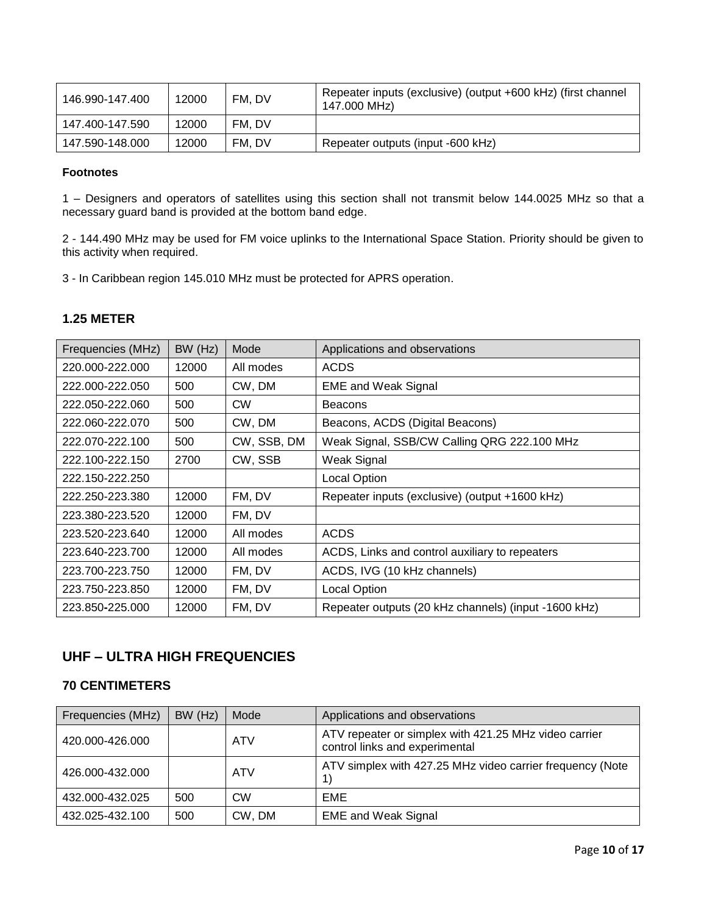| | | | |
|---|---|---|---|
| 146.990-147.400 | 12000 | FM, DV | Repeater inputs (exclusive) (output +600 kHz) (first channel 147.000 MHz) |
| 147.400-147.590 | 12000 | FM, DV | |
| 147.590-148.000 | 12000 | FM, DV | Repeater outputs (input -600 kHz) |

**Footnotes**

1 – Designers and operators of satellites using this section shall not transmit below 144.0025 MHz so that a necessary guard band is provided at the bottom band edge.

2 - 144.490 MHz may be used for FM voice uplinks to the International Space Station. Priority should be given to this activity when required.

3 - In Caribbean region 145.010 MHz must be protected for APRS operation.

### 1.25 METER

| Frequencies (MHz) | BW (Hz) | Mode | Applications and observations |
|---|---|---|---|
| 220.000-222.000 | 12000 | All modes | ACDS |
| 222.000-222.050 | 500 | CW, DM | EME and Weak Signal |
| 222.050-222.060 | 500 | CW | Beacons |
| 222.060-222.070 | 500 | CW, DM | Beacons, ACDS (Digital Beacons) |
| 222.070-222.100 | 500 | CW, SSB, DM | Weak Signal, SSB/CW Calling QRG 222.100 MHz |
| 222.100-222.150 | 2700 | CW, SSB | Weak Signal |
| 222.150-222.250 | | | Local Option |
| 222.250-223.380 | 12000 | FM, DV | Repeater inputs (exclusive) (output +1600 kHz) |
| 223.380-223.520 | 12000 | FM, DV | |
| 223.520-223.640 | 12000 | All modes | ACDS |
| 223.640-223.700 | 12000 | All modes | ACDS, Links and control auxiliary to repeaters |
| 223.700-223.750 | 12000 | FM, DV | ACDS, IVG (10 kHz channels) |
| 223.750-223.850 | 12000 | FM, DV | Local Option |
| 223.850-225.000 | 12000 | FM, DV | Repeater outputs (20 kHz channels) (input -1600 kHz) |

## UHF – ULTRA HIGH FREQUENCIES

### 70 CENTIMETERS

| Frequencies (MHz) | BW (Hz) | Mode | Applications and observations |
|---|---|---|---|
| 420.000-426.000 | | ATV | ATV repeater or simplex with 421.25 MHz video carrier control links and experimental |
| 426.000-432.000 | | ATV | ATV simplex with 427.25 MHz video carrier frequency (Note 1) |
| 432.000-432.025 | 500 | CW | EME |
| 432.025-432.100 | 500 | CW, DM | EME and Weak Signal |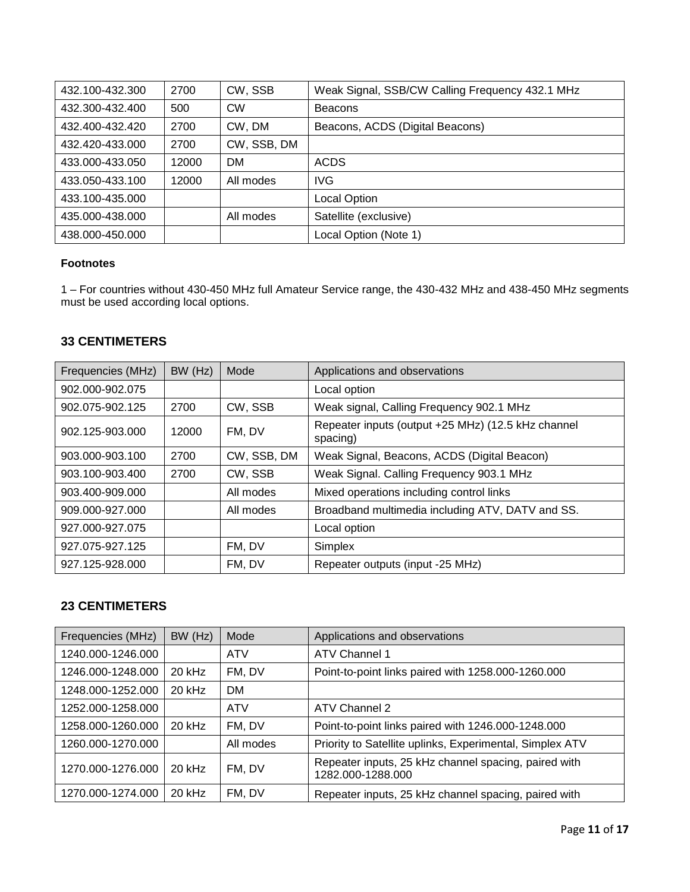| | | | |
|---|---|---|---|
| 432.100-432.300 | 2700 | CW, SSB | Weak Signal, SSB/CW Calling Frequency 432.1 MHz |
| 432.300-432.400 | 500 | CW | Beacons |
| 432.400-432.420 | 2700 | CW, DM | Beacons, ACDS (Digital Beacons) |
| 432.420-433.000 | 2700 | CW, SSB, DM | |
| 433.000-433.050 | 12000 | DM | ACDS |
| 433.050-433.100 | 12000 | All modes | IVG |
| 433.100-435.000 | | | Local Option |
| 435.000-438.000 | | All modes | Satellite (exclusive) |
| 438.000-450.000 | | | Local Option (Note 1) |

**Footnotes**

1 – For countries without 430-450 MHz full Amateur Service range, the 430-432 MHz and 438-450 MHz segments must be used according local options.

### 33 CENTIMETERS

| Frequencies (MHz) | BW (Hz) | Mode | Applications and observations |
|---|---|---|---|
| 902.000-902.075 | | | Local option |
| 902.075-902.125 | 2700 | CW, SSB | Weak signal, Calling Frequency 902.1 MHz |
| 902.125-903.000 | 12000 | FM, DV | Repeater inputs (output +25 MHz) (12.5 kHz channel spacing) |
| 903.000-903.100 | 2700 | CW, SSB, DM | Weak Signal, Beacons, ACDS (Digital Beacon) |
| 903.100-903.400 | 2700 | CW, SSB | Weak Signal. Calling Frequency 903.1 MHz |
| 903.400-909.000 | | All modes | Mixed operations including control links |
| 909.000-927.000 | | All modes | Broadband multimedia including ATV, DATV and SS. |
| 927.000-927.075 | | | Local option |
| 927.075-927.125 | | FM, DV | Simplex |
| 927.125-928.000 | | FM, DV | Repeater outputs (input -25 MHz) |

### 23 CENTIMETERS

| Frequencies (MHz) | BW (Hz) | Mode | Applications and observations |
|---|---|---|---|
| 1240.000-1246.000 | | ATV | ATV Channel 1 |
| 1246.000-1248.000 | 20 kHz | FM, DV | Point-to-point links paired with 1258.000-1260.000 |
| 1248.000-1252.000 | 20 kHz | DM | |
| 1252.000-1258.000 | | ATV | ATV Channel 2 |
| 1258.000-1260.000 | 20 kHz | FM, DV | Point-to-point links paired with 1246.000-1248.000 |
| 1260.000-1270.000 | | All modes | Priority to Satellite uplinks, Experimental, Simplex ATV |
| 1270.000-1276.000 | 20 kHz | FM, DV | Repeater inputs, 25 kHz channel spacing, paired with 1282.000-1288.000 |
| 1270.000-1274.000 | 20 kHz | FM, DV | Repeater inputs, 25 kHz channel spacing, paired with |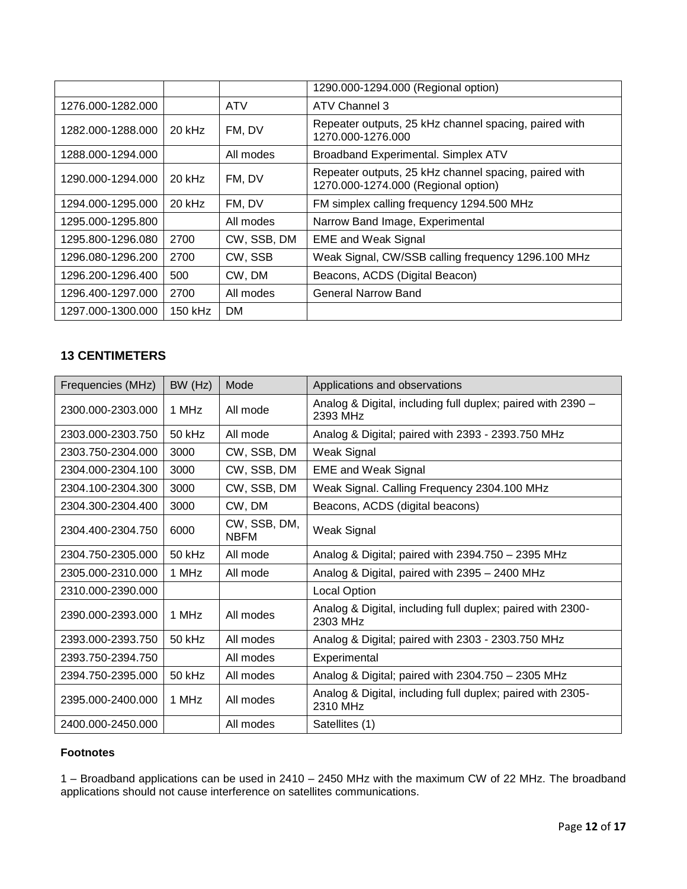| | | | |
|---|---|---|---|
| | | | 1290.000-1294.000 (Regional option) |
| 1276.000-1282.000 | | ATV | ATV Channel 3 |
| 1282.000-1288.000 | 20 kHz | FM, DV | Repeater outputs, 25 kHz channel spacing, paired with 1270.000-1276.000 |
| 1288.000-1294.000 | | All modes | Broadband Experimental. Simplex ATV |
| 1290.000-1294.000 | 20 kHz | FM, DV | Repeater outputs, 25 kHz channel spacing, paired with 1270.000-1274.000 (Regional option) |
| 1294.000-1295.000 | 20 kHz | FM, DV | FM simplex calling frequency 1294.500 MHz |
| 1295.000-1295.800 | | All modes | Narrow Band Image, Experimental |
| 1295.800-1296.080 | 2700 | CW, SSB, DM | EME and Weak Signal |
| 1296.080-1296.200 | 2700 | CW, SSB | Weak Signal, CW/SSB calling frequency 1296.100 MHz |
| 1296.200-1296.400 | 500 | CW, DM | Beacons, ACDS (Digital Beacon) |
| 1296.400-1297.000 | 2700 | All modes | General Narrow Band |
| 1297.000-1300.000 | 150 kHz | DM | |

## 13 CENTIMETERS

| Frequencies (MHz) | BW (Hz) | Mode | Applications and observations |
|---|---|---|---|
| 2300.000-2303.000 | 1 MHz | All mode | Analog & Digital, including full duplex; paired with 2390 – 2393 MHz |
| 2303.000-2303.750 | 50 kHz | All mode | Analog & Digital; paired with 2393 - 2393.750 MHz |
| 2303.750-2304.000 | 3000 | CW, SSB, DM | Weak Signal |
| 2304.000-2304.100 | 3000 | CW, SSB, DM | EME and Weak Signal |
| 2304.100-2304.300 | 3000 | CW, SSB, DM | Weak Signal. Calling Frequency 2304.100 MHz |
| 2304.300-2304.400 | 3000 | CW, DM | Beacons, ACDS (digital beacons) |
| 2304.400-2304.750 | 6000 | CW, SSB, DM, NBFM | Weak Signal |
| 2304.750-2305.000 | 50 kHz | All mode | Analog & Digital; paired with 2394.750 – 2395 MHz |
| 2305.000-2310.000 | 1 MHz | All mode | Analog & Digital, paired with 2395 – 2400 MHz |
| 2310.000-2390.000 | | | Local Option |
| 2390.000-2393.000 | 1 MHz | All modes | Analog & Digital, including full duplex; paired with 2300-2303 MHz |
| 2393.000-2393.750 | 50 kHz | All modes | Analog & Digital; paired with 2303 - 2303.750 MHz |
| 2393.750-2394.750 | | All modes | Experimental |
| 2394.750-2395.000 | 50 kHz | All modes | Analog & Digital; paired with 2304.750 – 2305 MHz |
| 2395.000-2400.000 | 1 MHz | All modes | Analog & Digital, including full duplex; paired with 2305-2310 MHz |
| 2400.000-2450.000 | | All modes | Satellites (1) |

**Footnotes**

1 – Broadband applications can be used in 2410 – 2450 MHz with the maximum CW of 22 MHz. The broadband applications should not cause interference on satellites communications.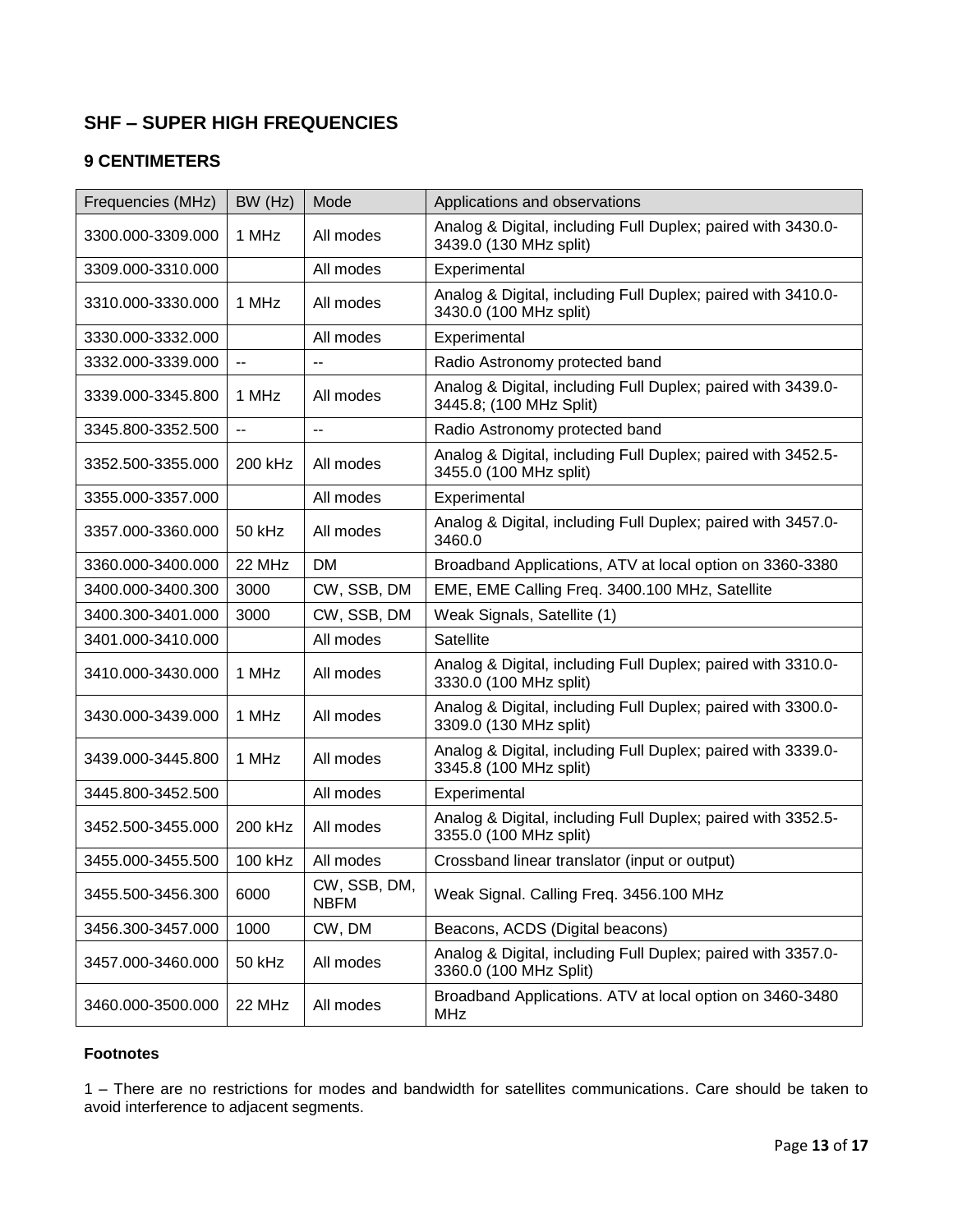## SHF – SUPER HIGH FREQUENCIES

### 9 CENTIMETERS

| Frequencies (MHz) | BW (Hz) | Mode | Applications and observations |
|---|---|---|---|
| 3300.000-3309.000 | 1 MHz | All modes | Analog & Digital, including Full Duplex; paired with 3430.0-3439.0 (130 MHz split) |
| 3309.000-3310.000 | | All modes | Experimental |
| 3310.000-3330.000 | 1 MHz | All modes | Analog & Digital, including Full Duplex; paired with 3410.0-3430.0 (100 MHz split) |
| 3330.000-3332.000 | | All modes | Experimental |
| 3332.000-3339.000 | -- | -- | Radio Astronomy protected band |
| 3339.000-3345.800 | 1 MHz | All modes | Analog & Digital, including Full Duplex; paired with 3439.0-3445.8; (100 MHz Split) |
| 3345.800-3352.500 | -- | -- | Radio Astronomy protected band |
| 3352.500-3355.000 | 200 kHz | All modes | Analog & Digital, including Full Duplex; paired with 3452.5-3455.0 (100 MHz split) |
| 3355.000-3357.000 | | All modes | Experimental |
| 3357.000-3360.000 | 50 kHz | All modes | Analog & Digital, including Full Duplex; paired with 3457.0-3460.0 |
| 3360.000-3400.000 | 22 MHz | DM | Broadband Applications, ATV at local option on 3360-3380 |
| 3400.000-3400.300 | 3000 | CW, SSB, DM | EME, EME Calling Freq. 3400.100 MHz, Satellite |
| 3400.300-3401.000 | 3000 | CW, SSB, DM | Weak Signals, Satellite (1) |
| 3401.000-3410.000 | | All modes | Satellite |
| 3410.000-3430.000 | 1 MHz | All modes | Analog & Digital, including Full Duplex; paired with 3310.0-3330.0 (100 MHz split) |
| 3430.000-3439.000 | 1 MHz | All modes | Analog & Digital, including Full Duplex; paired with 3300.0-3309.0 (130 MHz split) |
| 3439.000-3445.800 | 1 MHz | All modes | Analog & Digital, including Full Duplex; paired with 3339.0-3345.8 (100 MHz split) |
| 3445.800-3452.500 | | All modes | Experimental |
| 3452.500-3455.000 | 200 kHz | All modes | Analog & Digital, including Full Duplex; paired with 3352.5-3355.0 (100 MHz split) |
| 3455.000-3455.500 | 100 kHz | All modes | Crossband linear translator (input or output) |
| 3455.500-3456.300 | 6000 | CW, SSB, DM, NBFM | Weak Signal. Calling Freq. 3456.100 MHz |
| 3456.300-3457.000 | 1000 | CW, DM | Beacons, ACDS (Digital beacons) |
| 3457.000-3460.000 | 50 kHz | All modes | Analog & Digital, including Full Duplex; paired with 3357.0-3360.0 (100 MHz Split) |
| 3460.000-3500.000 | 22 MHz | All modes | Broadband Applications. ATV at local option on 3460-3480 MHz |

**Footnotes**

1 – There are no restrictions for modes and bandwidth for satellites communications. Care should be taken to avoid interference to adjacent segments.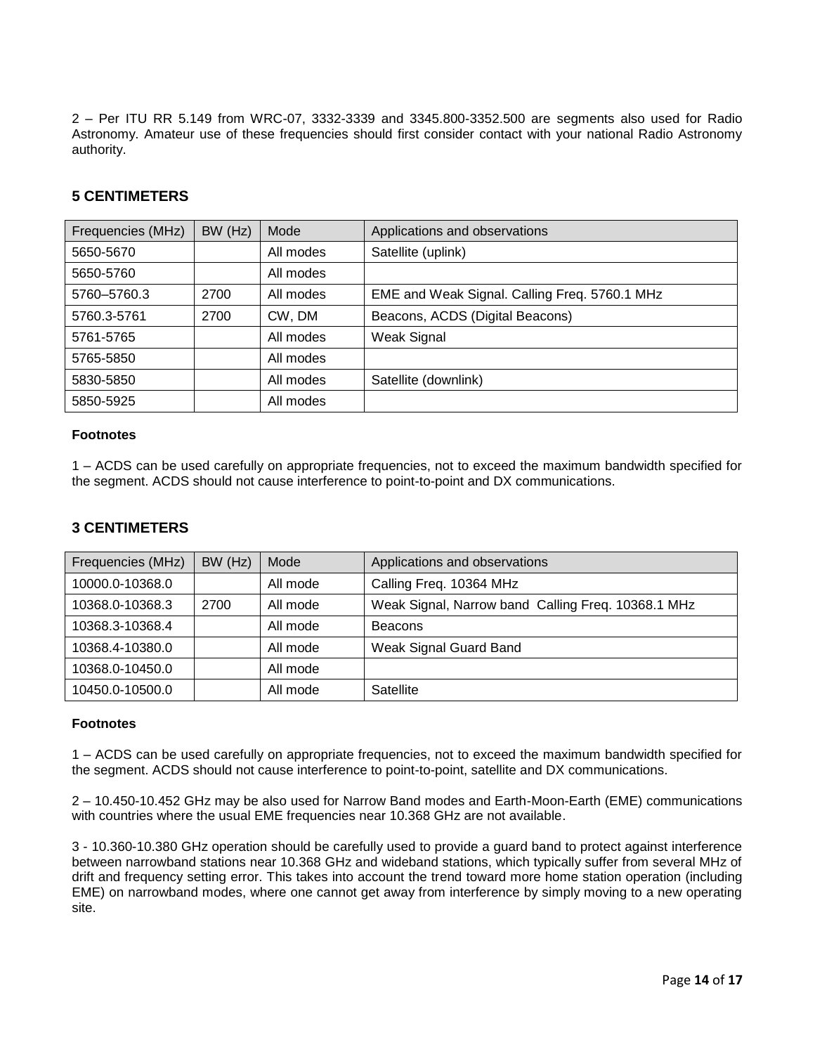2 – Per ITU RR 5.149 from WRC-07, 3332-3339 and 3345.800-3352.500 are segments also used for Radio Astronomy. Amateur use of these frequencies should first consider contact with your national Radio Astronomy authority.

## 5 CENTIMETERS

| Frequencies (MHz) | BW (Hz) | Mode | Applications and observations |
|---|---|---|---|
| 5650-5670 | | All modes | Satellite (uplink) |
| 5650-5760 | | All modes | |
| 5760–5760.3 | 2700 | All modes | EME and Weak Signal. Calling Freq. 5760.1 MHz |
| 5760.3-5761 | 2700 | CW, DM | Beacons, ACDS (Digital Beacons) |
| 5761-5765 | | All modes | Weak Signal |
| 5765-5850 | | All modes | |
| 5830-5850 | | All modes | Satellite (downlink) |
| 5850-5925 | | All modes | |

**Footnotes**

1 – ACDS can be used carefully on appropriate frequencies, not to exceed the maximum bandwidth specified for the segment. ACDS should not cause interference to point-to-point and DX communications.

## 3 CENTIMETERS

| Frequencies (MHz) | BW (Hz) | Mode | Applications and observations |
|---|---|---|---|
| 10000.0-10368.0 | | All mode | Calling Freq. 10364 MHz |
| 10368.0-10368.3 | 2700 | All mode | Weak Signal, Narrow band Calling Freq. 10368.1 MHz |
| 10368.3-10368.4 | | All mode | Beacons |
| 10368.4-10380.0 | | All mode | Weak Signal Guard Band |
| 10368.0-10450.0 | | All mode | |
| 10450.0-10500.0 | | All mode | Satellite |

**Footnotes**

1 – ACDS can be used carefully on appropriate frequencies, not to exceed the maximum bandwidth specified for the segment. ACDS should not cause interference to point-to-point, satellite and DX communications.

2 – 10.450-10.452 GHz may be also used for Narrow Band modes and Earth-Moon-Earth (EME) communications with countries where the usual EME frequencies near 10.368 GHz are not available.

3 - 10.360-10.380 GHz operation should be carefully used to provide a guard band to protect against interference between narrowband stations near 10.368 GHz and wideband stations, which typically suffer from several MHz of drift and frequency setting error. This takes into account the trend toward more home station operation (including EME) on narrowband modes, where one cannot get away from interference by simply moving to a new operating site.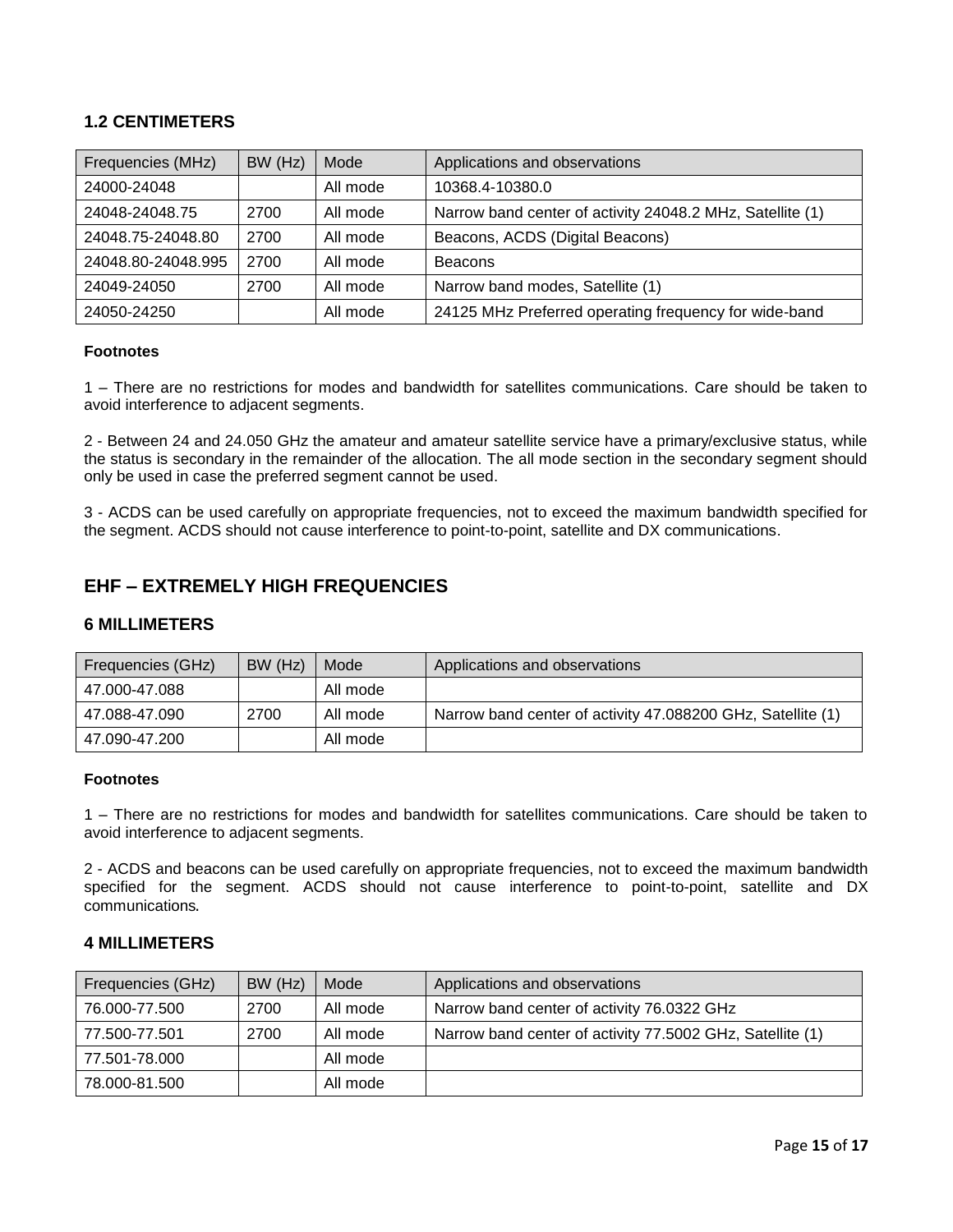### 1.2 CENTIMETERS

| Frequencies (MHz) | BW (Hz) | Mode | Applications and observations |
|---|---|---|---|
| 24000-24048 | | All mode | 10368.4-10380.0 |
| 24048-24048.75 | 2700 | All mode | Narrow band center of activity 24048.2 MHz, Satellite (1) |
| 24048.75-24048.80 | 2700 | All mode | Beacons, ACDS (Digital Beacons) |
| 24048.80-24048.995 | 2700 | All mode | Beacons |
| 24049-24050 | 2700 | All mode | Narrow band modes, Satellite (1) |
| 24050-24250 | | All mode | 24125 MHz Preferred operating frequency for wide-band |

**Footnotes**

1 – There are no restrictions for modes and bandwidth for satellites communications. Care should be taken to avoid interference to adjacent segments.

2 - Between 24 and 24.050 GHz the amateur and amateur satellite service have a primary/exclusive status, while the status is secondary in the remainder of the allocation. The all mode section in the secondary segment should only be used in case the preferred segment cannot be used.

3 - ACDS can be used carefully on appropriate frequencies, not to exceed the maximum bandwidth specified for the segment. ACDS should not cause interference to point-to-point, satellite and DX communications.

## EHF – EXTREMELY HIGH FREQUENCIES

### 6 MILLIMETERS

| Frequencies (GHz) | BW (Hz) | Mode | Applications and observations |
|---|---|---|---|
| 47.000-47.088 | | All mode | |
| 47.088-47.090 | 2700 | All mode | Narrow band center of activity 47.088200 GHz, Satellite (1) |
| 47.090-47.200 | | All mode | |

**Footnotes**

1 – There are no restrictions for modes and bandwidth for satellites communications. Care should be taken to avoid interference to adjacent segments.

2 - ACDS and beacons can be used carefully on appropriate frequencies, not to exceed the maximum bandwidth specified for the segment. ACDS should not cause interference to point-to-point, satellite and DX communications.

### 4 MILLIMETERS

| Frequencies (GHz) | BW (Hz) | Mode | Applications and observations |
|---|---|---|---|
| 76.000-77.500 | 2700 | All mode | Narrow band center of activity 76.0322 GHz |
| 77.500-77.501 | 2700 | All mode | Narrow band center of activity 77.5002 GHz, Satellite (1) |
| 77.501-78.000 | | All mode | |
| 78.000-81.500 | | All mode | |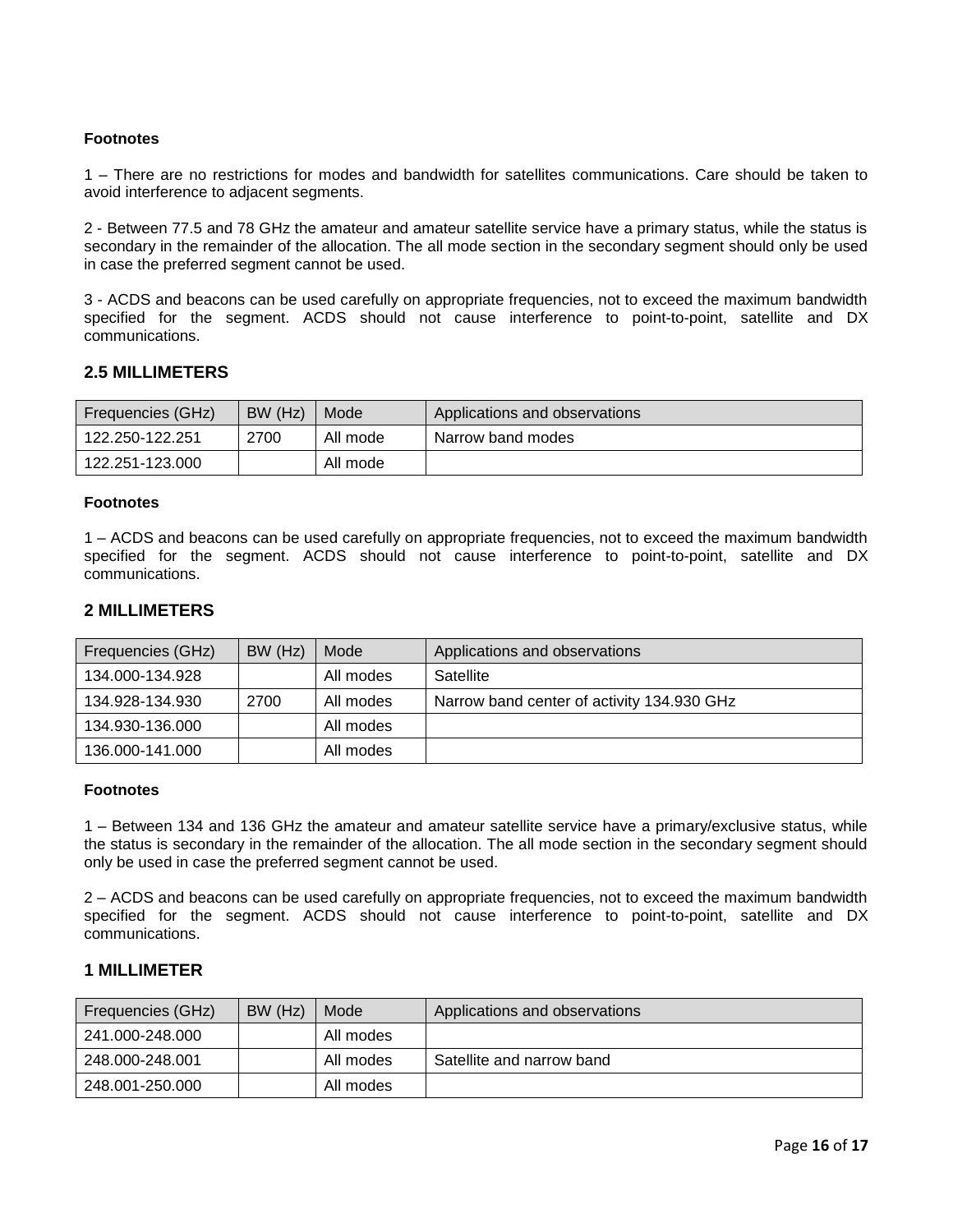**Footnotes**

1 – There are no restrictions for modes and bandwidth for satellites communications. Care should be taken to avoid interference to adjacent segments.

2 - Between 77.5 and 78 GHz the amateur and amateur satellite service have a primary status, while the status is secondary in the remainder of the allocation. The all mode section in the secondary segment should only be used in case the preferred segment cannot be used.

3 - ACDS and beacons can be used carefully on appropriate frequencies, not to exceed the maximum bandwidth specified for the segment. ACDS should not cause interference to point-to-point, satellite and DX communications.

## 2.5 MILLIMETERS

| Frequencies (GHz) | BW (Hz) | Mode | Applications and observations |
|---|---|---|---|
| 122.250-122.251 | 2700 | All mode | Narrow band modes |
| 122.251-123.000 | | All mode | |

**Footnotes**

1 – ACDS and beacons can be used carefully on appropriate frequencies, not to exceed the maximum bandwidth specified for the segment. ACDS should not cause interference to point-to-point, satellite and DX communications.

## 2 MILLIMETERS

| Frequencies (GHz) | BW (Hz) | Mode | Applications and observations |
|---|---|---|---|
| 134.000-134.928 | | All modes | Satellite |
| 134.928-134.930 | 2700 | All modes | Narrow band center of activity 134.930 GHz |
| 134.930-136.000 | | All modes | |
| 136.000-141.000 | | All modes | |

**Footnotes**

1 – Between 134 and 136 GHz the amateur and amateur satellite service have a primary/exclusive status, while the status is secondary in the remainder of the allocation. The all mode section in the secondary segment should only be used in case the preferred segment cannot be used.

2 – ACDS and beacons can be used carefully on appropriate frequencies, not to exceed the maximum bandwidth specified for the segment. ACDS should not cause interference to point-to-point, satellite and DX communications.

## 1 MILLIMETER

| Frequencies (GHz) | BW (Hz) | Mode | Applications and observations |
|---|---|---|---|
| 241.000-248.000 | | All modes | |
| 248.000-248.001 | | All modes | Satellite and narrow band |
| 248.001-250.000 | | All modes | |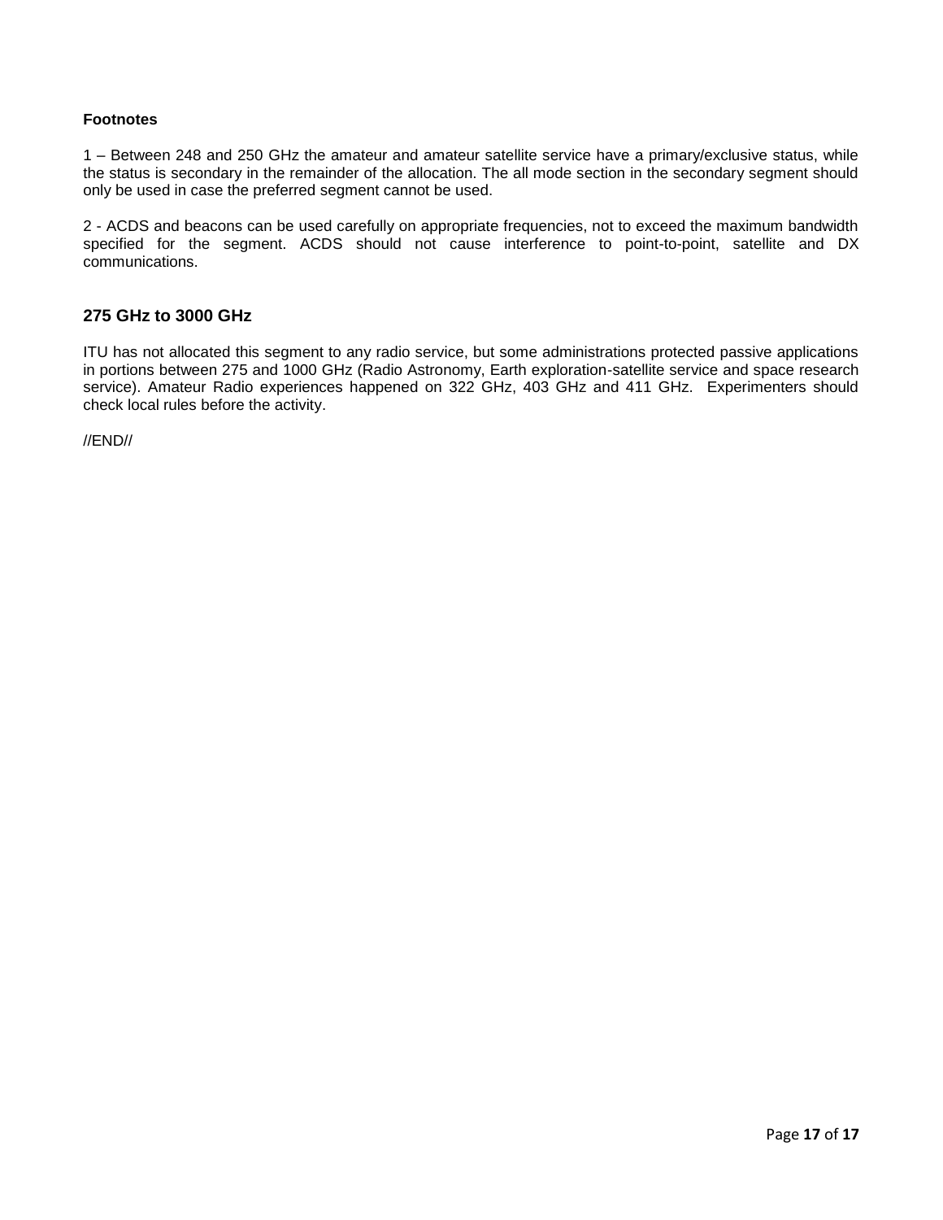**Footnotes**

1 – Between 248 and 250 GHz the amateur and amateur satellite service have a primary/exclusive status, while the status is secondary in the remainder of the allocation. The all mode section in the secondary segment should only be used in case the preferred segment cannot be used.

2 - ACDS and beacons can be used carefully on appropriate frequencies, not to exceed the maximum bandwidth specified for the segment. ACDS should not cause interference to point-to-point, satellite and DX communications.

## 275 GHz to 3000 GHz

ITU has not allocated this segment to any radio service, but some administrations protected passive applications in portions between 275 and 1000 GHz (Radio Astronomy, Earth exploration-satellite service and space research service). Amateur Radio experiences happened on 322 GHz, 403 GHz and 411 GHz. Experimenters should check local rules before the activity.

//END//